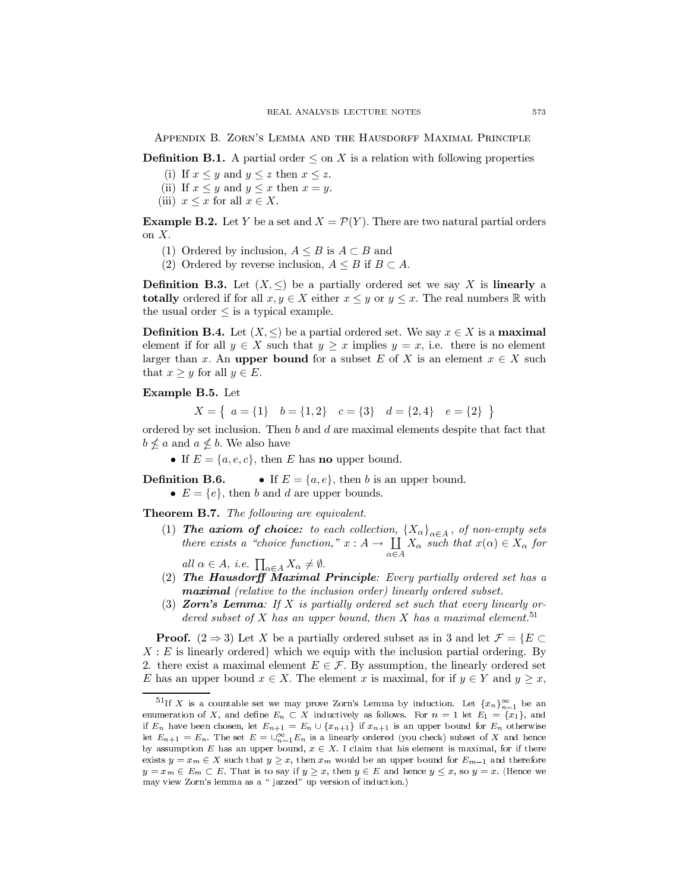## Appendix B. Zorn's Lemma and the Hausdorff Maximal Principle

**Definition B.1.** A partial order $\leq$ on $X$ is a relation with following properties

(i) If $x \leq y$ and $y \leq z$ then $x \leq z$.
(ii) If $x \leq y$ and $y \leq x$ then $x = y$.
(iii) $x \leq x$ for all $x \in X$.

**Example B.2.** Let $Y$ be a set and $X = \mathcal{P}(Y)$. There are two natural partial orders on $X$.

(1) Ordered by inclusion, $A \leq B$ is $A \subset B$ and
(2) Ordered by reverse inclusion, $A \leq B$ if $B \subset A$.

**Definition B.3.** Let $(X, \leq)$ be a partially ordered set we say $X$ is **linearly** a **totally** ordered if for all $x, y \in X$ either $x \leq y$ or $y \leq x$. The real numbers $\mathbb{R}$ with the usual order $\leq$ is a typical example.

**Definition B.4.** Let $(X, \leq)$ be a partial ordered set. We say $x \in X$ is a **maximal** element if for all $y \in X$ such that $y \geq x$ implies $y = x$, i.e. there is no element larger than $x$. An **upper bound** for a subset $E$ of $X$ is an element $x \in X$ such that $x \geq y$ for all $y \in E$.

**Example B.5.** Let

$$X = \{ \ a = \{1\} \quad b = \{1, 2\} \quad c = \{3\} \quad d = \{2, 4\} \quad e = \{2\} \ \}$$

ordered by set inclusion. Then $b$ and $d$ are maximal elements despite that fact that $b \nleq a$ and $a \nleq b$. We also have

- If $E = \{a, e, c\}$, then $E$ has **no** upper bound.

**Definition B.6.**

- If $E = \{a, e\}$, then $b$ is an upper bound.
- $E = \{e\}$, then $b$ and $d$ are upper bounds.

**Theorem B.7.** *The following are equivalent.*

(1) ***The axiom of choice:*** *to each collection, $\{X_\alpha\}_{\alpha \in A}$, of non-empty sets there exists a "choice function," $x : A \to \prod\limits_{\alpha \in A} X_\alpha$ such that $x(\alpha) \in X_\alpha$ for all $\alpha \in A$, i.e. $\prod_{\alpha \in A} X_\alpha \neq \emptyset$.*
(2) ***The Hausdorff Maximal Principle****: Every partially ordered set has a* ***maximal*** *(relative to the inclusion order) linearly ordered subset.*
(3) ***Zorn's Lemma****: If $X$ is partially ordered set such that every linearly ordered subset of $X$ has an upper bound, then $X$ has a maximal element.*[51]

**Proof.** $(2 \Rightarrow 3)$ Let $X$ be a partially ordered subset as in 3 and let $\mathcal{F} = \{E \subset X : E$ is linearly ordered$\}$ which we equip with the inclusion partial ordering. By 2. there exist a maximal element $E \in \mathcal{F}$. By assumption, the linearly ordered set $E$ has an upper bound $x \in X$. The element $x$ is maximal, for if $y \in Y$ and $y \geq x$,

---

[51] If $X$ is a countable set we may prove Zorn's Lemma by induction. Let $\{x_n\}_{n=1}^{\infty}$ be an enumeration of $X$, and define $E_n \subset X$ inductively as follows. For $n = 1$ let $E_1 = \{x_1\}$, and if $E_n$ have been chosen, let $E_{n+1} = E_n \cup \{x_{n+1}\}$ if $x_{n+1}$ is an upper bound for $E_n$ otherwise let $E_{n+1} = E_n$. The set $E = \cup_{n=1}^{\infty} E_n$ is a linearly ordered (you check) subset of $X$ and hence by assumption $E$ has an upper bound, $x \in X$. I claim that his element is maximal, for if there exists $y = x_m \in X$ such that $y \geq x$, then $x_m$ would be an upper bound for $E_{m-1}$ and therefore $y = x_m \in E_m \subset E$. That is to say if $y \geq x$, then $y \in E$ and hence $y \leq x$, so $y = x$. (Hence we may view Zorn's lemma as a "jazzed" up version of induction.)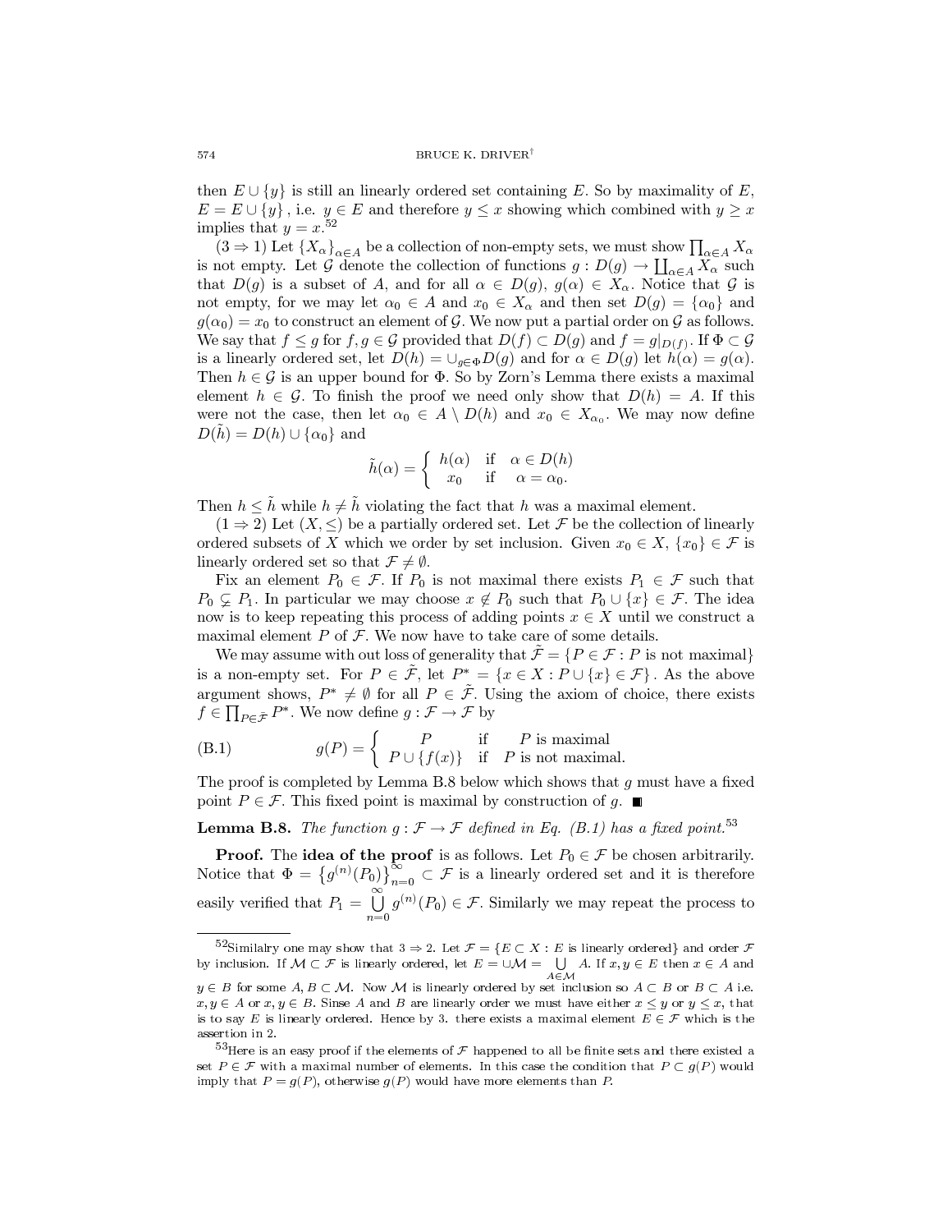then $E \cup \{y\}$ is still an linearly ordered set containing $E$. So by maximality of $E$, $E = E \cup \{y\}$, i.e. $y \in E$ and therefore $y \le x$ showing which combined with $y \ge x$ implies that $y = x$.[52]

($3 \Rightarrow 1$) Let $\{X_\alpha\}_{\alpha \in A}$ be a collection of non-empty sets, we must show $\prod_{\alpha \in A} X_\alpha$ is not empty. Let $\mathcal{G}$ denote the collection of functions $g : D(g) \to \coprod_{\alpha \in A} X_\alpha$ such that $D(g)$ is a subset of $A$, and for all $\alpha \in D(g)$, $g(\alpha) \in X_\alpha$. Notice that $\mathcal{G}$ is not empty, for we may let $\alpha_0 \in A$ and $x_0 \in X_\alpha$ and then set $D(g) = \{\alpha_0\}$ and $g(\alpha_0) = x_0$ to construct an element of $\mathcal{G}$. We now put a partial order on $\mathcal{G}$ as follows. We say that $f \le g$ for $f, g \in \mathcal{G}$ provided that $D(f) \subset D(g)$ and $f = g|_{D(f)}$. If $\Phi \subset \mathcal{G}$ is a linearly ordered set, let $D(h) = \cup_{g \in \Phi} D(g)$ and for $\alpha \in D(g)$ let $h(\alpha) = g(\alpha)$. Then $h \in \mathcal{G}$ is an upper bound for $\Phi$. So by Zorn's Lemma there exists a maximal element $h \in \mathcal{G}$. To finish the proof we need only show that $D(h) = A$. If this were not the case, then let $\alpha_0 \in A \setminus D(h)$ and $x_0 \in X_{\alpha_0}$. We may now define $D(\tilde{h}) = D(h) \cup \{\alpha_0\}$ and

$$\tilde{h}(\alpha) = \begin{cases} h(\alpha) & \text{if} \quad \alpha \in D(h) \\ x_0 & \text{if} \quad \alpha = \alpha_0. \end{cases}$$

Then $h \le \tilde{h}$ while $h \neq \tilde{h}$ violating the fact that $h$ was a maximal element.

($1 \Rightarrow 2$) Let $(X, \le)$ be a partially ordered set. Let $\mathcal{F}$ be the collection of linearly ordered subsets of $X$ which we order by set inclusion. Given $x_0 \in X$, $\{x_0\} \in \mathcal{F}$ is linearly ordered set so that $\mathcal{F} \neq \emptyset$.

Fix an element $P_0 \in \mathcal{F}$. If $P_0$ is not maximal there exists $P_1 \in \mathcal{F}$ such that $P_0 \subsetneq P_1$. In particular we may choose $x \notin P_0$ such that $P_0 \cup \{x\} \in \mathcal{F}$. The idea now is to keep repeating this process of adding points $x \in X$ until we construct a maximal element $P$ of $\mathcal{F}$. We now have to take care of some details.

We may assume with out loss of generality that $\tilde{\mathcal{F}} = \{P \in \mathcal{F} : P \text{ is not maximal}\}$ is a non-empty set. For $P \in \tilde{\mathcal{F}}$, let $P^* = \{x \in X : P \cup \{x\} \in \mathcal{F}\}$. As the above argument shows, $P^* \neq \emptyset$ for all $P \in \tilde{\mathcal{F}}$. Using the axiom of choice, there exists $f \in \prod_{P \in \tilde{\mathcal{F}}} P^*$. We now define $g : \mathcal{F} \to \mathcal{F}$ by

$$g(P) = \begin{cases} P & \text{if} \quad P \text{ is maximal} \\ P \cup \{f(x)\} & \text{if} \quad P \text{ is not maximal.} \end{cases} \tag{B.1}$$

The proof is completed by Lemma B.8 below which shows that $g$ must have a fixed point $P \in \mathcal{F}$. This fixed point is maximal by construction of $g$. ■

**Lemma B.8.** *The function $g : \mathcal{F} \to \mathcal{F}$ defined in Eq. (B.1) has a fixed point.*[53]

**Proof.** The **idea of the proof** is as follows. Let $P_0 \in \mathcal{F}$ be chosen arbitrarily. Notice that $\Phi = \left\{g^{(n)}(P_0)\right\}_{n=0}^{\infty} \subset \mathcal{F}$ is a linearly ordered set and it is therefore easily verified that $P_1 = \bigcup_{n=0}^{\infty} g^{(n)}(P_0) \in \mathcal{F}$. Similarly we may repeat the process to

---

[52] Similalry one may show that $3 \Rightarrow 2$. Let $\mathcal{F} = \{E \subset X : E \text{ is linearly ordered}\}$ and order $\mathcal{F}$ by inclusion. If $\mathcal{M} \subset \mathcal{F}$ is linearly ordered, let $E = \cup\mathcal{M} = \bigcup_{A \in \mathcal{M}} A$. If $x, y \in E$ then $x \in A$ and $y \in B$ for some $A, B \subset \mathcal{M}$. Now $\mathcal{M}$ is linearly ordered by set inclusion so $A \subset B$ or $B \subset A$ i.e. $x, y \in A$ or $x, y \in B$. Sinse $A$ and $B$ are linearly order we must have either $x \le y$ or $y \le x$, that is to say $E$ is linearly ordered. Hence by 3. there exists a maximal element $E \in \mathcal{F}$ which is the assertion in 2.

[53] Here is an easy proof if the elements of $\mathcal{F}$ happened to all be finite sets and there existed a set $P \in \mathcal{F}$ with a maximal number of elements. In this case the condition that $P \subset g(P)$ would imply that $P = g(P)$, otherwise $g(P)$ would have more elements than $P$.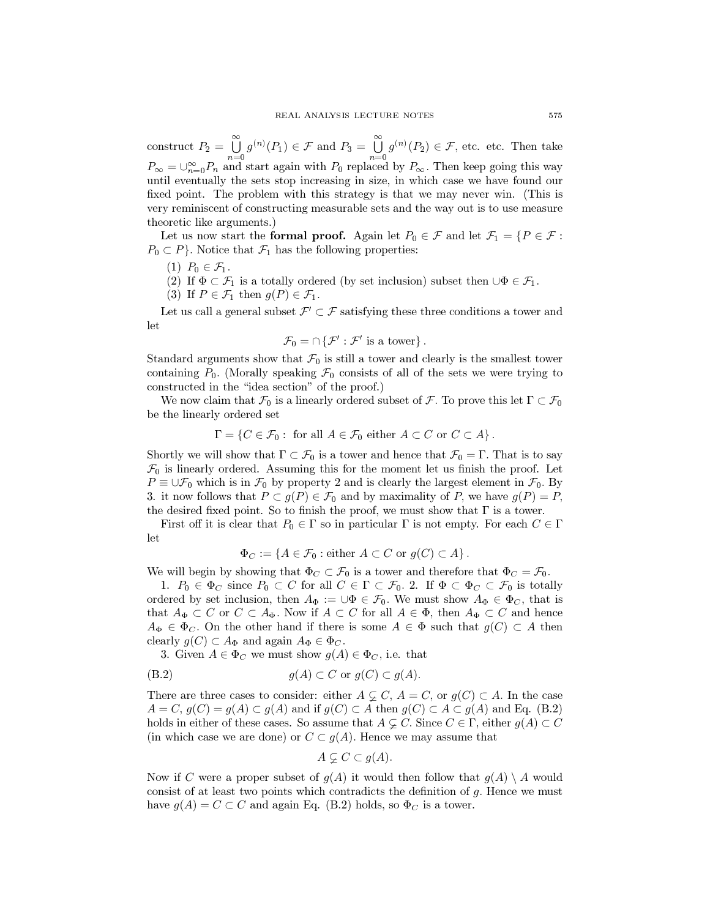construct $P_2 = \bigcup_{n=0}^{\infty} g^{(n)}(P_1) \in \mathcal{F}$ and $P_3 = \bigcup_{n=0}^{\infty} g^{(n)}(P_2) \in \mathcal{F}$, etc. etc. Then take $P_\infty = \cup_{n=0}^{\infty} P_n$ and start again with $P_0$ replaced by $P_\infty$. Then keep going this way until eventually the sets stop increasing in size, in which case we have found our fixed point. The problem with this strategy is that we may never win. (This is very reminiscent of constructing measurable sets and the way out is to use measure theoretic like arguments.)

Let us now start the **formal proof.** Again let $P_0 \in \mathcal{F}$ and let $\mathcal{F}_1 = \{P \in \mathcal{F} : P_0 \subset P\}$. Notice that $\mathcal{F}_1$ has the following properties:

(1) $P_0 \in \mathcal{F}_1$.
(2) If $\Phi \subset \mathcal{F}_1$ is a totally ordered (by set inclusion) subset then $\cup \Phi \in \mathcal{F}_1$.
(3) If $P \in \mathcal{F}_1$ then $g(P) \in \mathcal{F}_1$.

Let us call a general subset $\mathcal{F}' \subset \mathcal{F}$ satisfying these three conditions a tower and let

$$\mathcal{F}_0 = \cap \{\mathcal{F}' : \mathcal{F}' \text{ is a tower}\}.$$

Standard arguments show that $\mathcal{F}_0$ is still a tower and clearly is the smallest tower containing $P_0$. (Morally speaking $\mathcal{F}_0$ consists of all of the sets we were trying to constructed in the "idea section" of the proof.)

We now claim that $\mathcal{F}_0$ is a linearly ordered subset of $\mathcal{F}$. To prove this let $\Gamma \subset \mathcal{F}_0$ be the linearly ordered set

$$\Gamma = \{C \in \mathcal{F}_0 : \text{ for all } A \in \mathcal{F}_0 \text{ either } A \subset C \text{ or } C \subset A\}.$$

Shortly we will show that $\Gamma \subset \mathcal{F}_0$ is a tower and hence that $\mathcal{F}_0 = \Gamma$. That is to say $\mathcal{F}_0$ is linearly ordered. Assuming this for the moment let us finish the proof. Let $P \equiv \cup \mathcal{F}_0$ which is in $\mathcal{F}_0$ by property 2 and is clearly the largest element in $\mathcal{F}_0$. By 3. it now follows that $P \subset g(P) \in \mathcal{F}_0$ and by maximality of $P$, we have $g(P) = P$, the desired fixed point. So to finish the proof, we must show that $\Gamma$ is a tower.

First off it is clear that $P_0 \in \Gamma$ so in particular $\Gamma$ is not empty. For each $C \in \Gamma$ let

$$\Phi_C := \{A \in \mathcal{F}_0 : \text{either } A \subset C \text{ or } g(C) \subset A\}.$$

We will begin by showing that $\Phi_C \subset \mathcal{F}_0$ is a tower and therefore that $\Phi_C = \mathcal{F}_0$.

1. $P_0 \in \Phi_C$ since $P_0 \subset C$ for all $C \in \Gamma \subset \mathcal{F}_0$. 2. If $\Phi \subset \Phi_C \subset \mathcal{F}_0$ is totally ordered by set inclusion, then $A_\Phi := \cup \Phi \in \mathcal{F}_0$. We must show $A_\Phi \in \Phi_C$, that is that $A_\Phi \subset C$ or $C \subset A_\Phi$. Now if $A \subset C$ for all $A \in \Phi$, then $A_\Phi \subset C$ and hence $A_\Phi \in \Phi_C$. On the other hand if there is some $A \in \Phi$ such that $g(C) \subset A$ then clearly $g(C) \subset A_\Phi$ and again $A_\Phi \in \Phi_C$.

3. Given $A \in \Phi_C$ we must show $g(A) \in \Phi_C$, i.e. that

$$g(A) \subset C \text{ or } g(C) \subset g(A). \tag{B.2}$$

There are three cases to consider: either $A \subsetneq C$, $A = C$, or $g(C) \subset A$. In the case $A = C$, $g(C) = g(A) \subset g(A)$ and if $g(C) \subset A$ then $g(C) \subset A \subset g(A)$ and Eq. (B.2) holds in either of these cases. So assume that $A \subsetneq C$. Since $C \in \Gamma$, either $g(A) \subset C$ (in which case we are done) or $C \subset g(A)$. Hence we may assume that

$$A \subsetneq C \subset g(A).$$

Now if $C$ were a proper subset of $g(A)$ it would then follow that $g(A) \setminus A$ would consist of at least two points which contradicts the definition of $g$. Hence we must have $g(A) = C \subset C$ and again Eq. (B.2) holds, so $\Phi_C$ is a tower.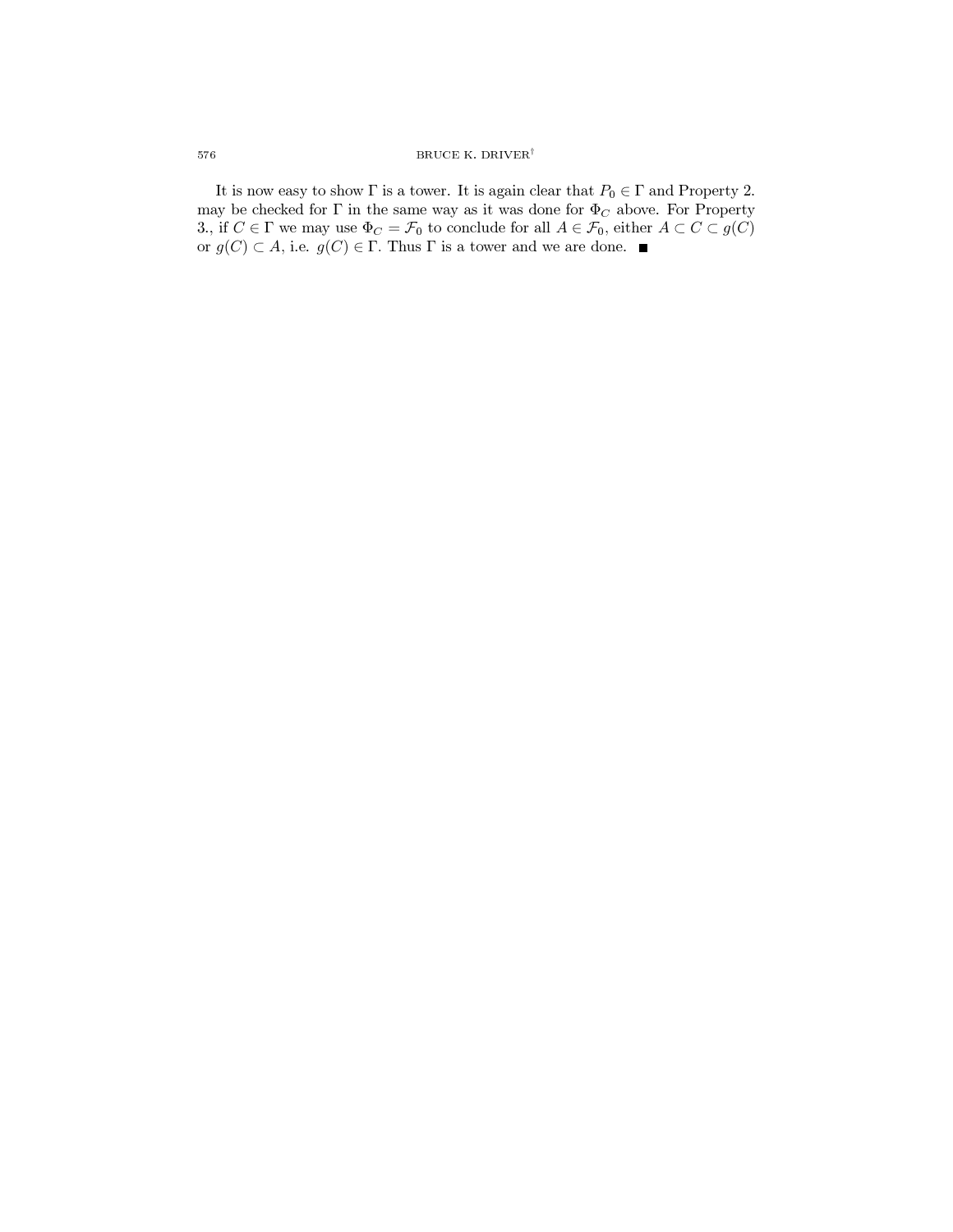It is now easy to show $\Gamma$ is a tower. It is again clear that $P_0 \in \Gamma$ and Property 2. may be checked for $\Gamma$ in the same way as it was done for $\Phi_C$ above. For Property 3., if $C \in \Gamma$ we may use $\Phi_C = \mathcal{F}_0$ to conclude for all $A \in \mathcal{F}_0$, either $A \subset C \subset g(C)$ or $g(C) \subset A$, i.e. $g(C) \in \Gamma$. Thus $\Gamma$ is a tower and we are done. ■